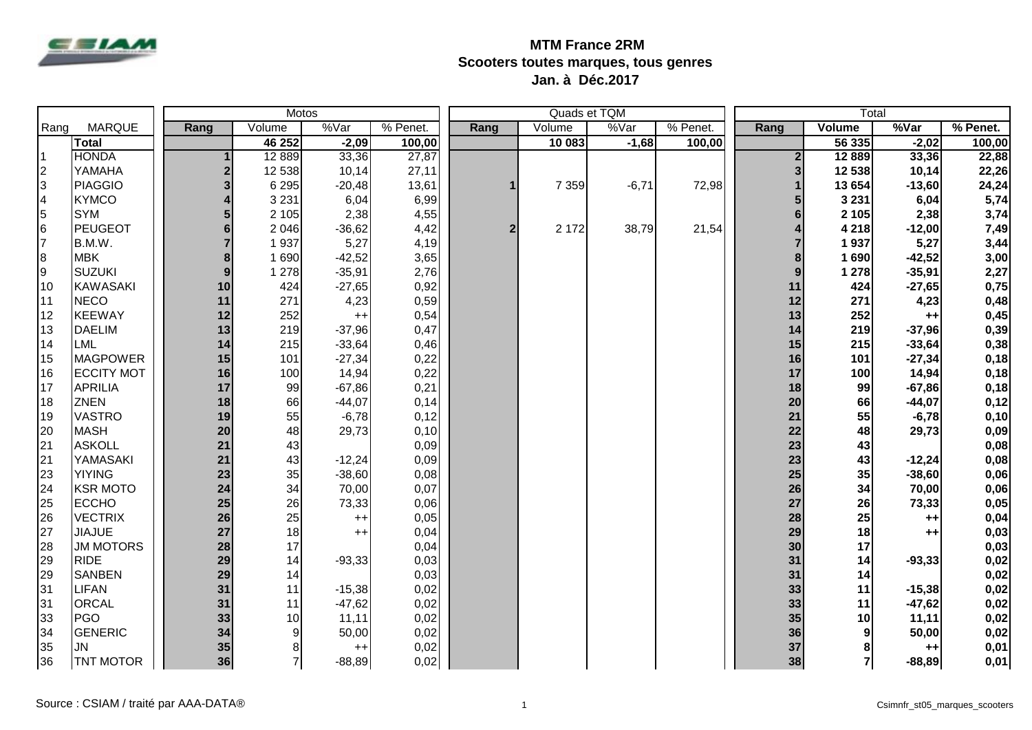**MTM France 2RM**
**Scooters toutes marques, tous genres**
**Jan. à Déc.2017**

| | | Motos | | | | Quads et TQM | | | | Total | | | |
|---|---|---|---|---|---|---|---|---|---|---|---|---|---|
| Rang | MARQUE | Rang | Volume | %Var | % Penet. | Rang | Volume | %Var | % Penet. | Rang | Volume | %Var | % Penet. |
| | **Total** | | **46 252** | **-2,09** | **100,00** | | **10 083** | **-1,68** | **100,00** | | **56 335** | **-2,02** | **100,00** |
| 1 | HONDA | 1 | 12 889 | 33,36 | 27,87 | | | | | 2 | **12 889** | **33,36** | **22,88** |
| 2 | YAMAHA | 2 | 12 538 | 10,14 | 27,11 | | | | | 3 | **12 538** | **10,14** | **22,26** |
| 3 | PIAGGIO | 3 | 6 295 | -20,48 | 13,61 | 1 | 7 359 | -6,71 | 72,98 | 1 | **13 654** | **-13,60** | **24,24** |
| 4 | KYMCO | 4 | 3 231 | 6,04 | 6,99 | | | | | 5 | **3 231** | **6,04** | **5,74** |
| 5 | SYM | 5 | 2 105 | 2,38 | 4,55 | | | | | 6 | **2 105** | **2,38** | **3,74** |
| 6 | PEUGEOT | 6 | 2 046 | -36,62 | 4,42 | 2 | 2 172 | 38,79 | 21,54 | 4 | **4 218** | **-12,00** | **7,49** |
| 7 | B.M.W. | 7 | 1 937 | 5,27 | 4,19 | | | | | 7 | **1 937** | **5,27** | **3,44** |
| 8 | MBK | 8 | 1 690 | -42,52 | 3,65 | | | | | 8 | **1 690** | **-42,52** | **3,00** |
| 9 | SUZUKI | 9 | 1 278 | -35,91 | 2,76 | | | | | 9 | **1 278** | **-35,91** | **2,27** |
| 10 | KAWASAKI | 10 | 424 | -27,65 | 0,92 | | | | | 11 | **424** | **-27,65** | **0,75** |
| 11 | NECO | 11 | 271 | 4,23 | 0,59 | | | | | 12 | **271** | **4,23** | **0,48** |
| 12 | KEEWAY | 12 | 252 | ++ | 0,54 | | | | | 13 | **252** | **++** | **0,45** |
| 13 | DAELIM | 13 | 219 | -37,96 | 0,47 | | | | | 14 | **219** | **-37,96** | **0,39** |
| 14 | LML | 14 | 215 | -33,64 | 0,46 | | | | | 15 | **215** | **-33,64** | **0,38** |
| 15 | MAGPOWER | 15 | 101 | -27,34 | 0,22 | | | | | 16 | **101** | **-27,34** | **0,18** |
| 16 | ECCITY MOT | 16 | 100 | 14,94 | 0,22 | | | | | 17 | **100** | **14,94** | **0,18** |
| 17 | APRILIA | 17 | 99 | -67,86 | 0,21 | | | | | 18 | **99** | **-67,86** | **0,18** |
| 18 | ZNEN | 18 | 66 | -44,07 | 0,14 | | | | | 20 | **66** | **-44,07** | **0,12** |
| 19 | VASTRO | 19 | 55 | -6,78 | 0,12 | | | | | 21 | **55** | **-6,78** | **0,10** |
| 20 | MASH | 20 | 48 | 29,73 | 0,10 | | | | | 22 | **48** | **29,73** | **0,09** |
| 21 | ASKOLL | 21 | 43 | | 0,09 | | | | | 23 | **43** | | **0,08** |
| 21 | YAMASAKI | 21 | 43 | -12,24 | 0,09 | | | | | 23 | **43** | **-12,24** | **0,08** |
| 23 | YIYING | 23 | 35 | -38,60 | 0,08 | | | | | 25 | **35** | **-38,60** | **0,06** |
| 24 | KSR MOTO | 24 | 34 | 70,00 | 0,07 | | | | | 26 | **34** | **70,00** | **0,06** |
| 25 | ECCHO | 25 | 26 | 73,33 | 0,06 | | | | | 27 | **26** | **73,33** | **0,05** |
| 26 | VECTRIX | 26 | 25 | ++ | 0,05 | | | | | 28 | **25** | **++** | **0,04** |
| 27 | JIAJUE | 27 | 18 | ++ | 0,04 | | | | | 29 | **18** | **++** | **0,03** |
| 28 | JM MOTORS | 28 | 17 | | 0,04 | | | | | 30 | **17** | | **0,03** |
| 29 | RIDE | 29 | 14 | -93,33 | 0,03 | | | | | 31 | **14** | **-93,33** | **0,02** |
| 29 | SANBEN | 29 | 14 | | 0,03 | | | | | 31 | **14** | | **0,02** |
| 31 | LIFAN | 31 | 11 | -15,38 | 0,02 | | | | | 33 | **11** | **-15,38** | **0,02** |
| 31 | ORCAL | 31 | 11 | -47,62 | 0,02 | | | | | 33 | **11** | **-47,62** | **0,02** |
| 33 | PGO | 33 | 10 | 11,11 | 0,02 | | | | | 35 | **10** | **11,11** | **0,02** |
| 34 | GENERIC | 34 | 9 | 50,00 | 0,02 | | | | | 36 | **9** | **50,00** | **0,02** |
| 35 | JN | 35 | 8 | ++ | 0,02 | | | | | 37 | **8** | **++** | **0,01** |
| 36 | TNT MOTOR | 36 | 7 | -88,89 | 0,02 | | | | | 38 | **7** | **-88,89** | **0,01** |

Source : CSIAM / traité par AAA-DATA®

Csimnfr_st05_marques_scooters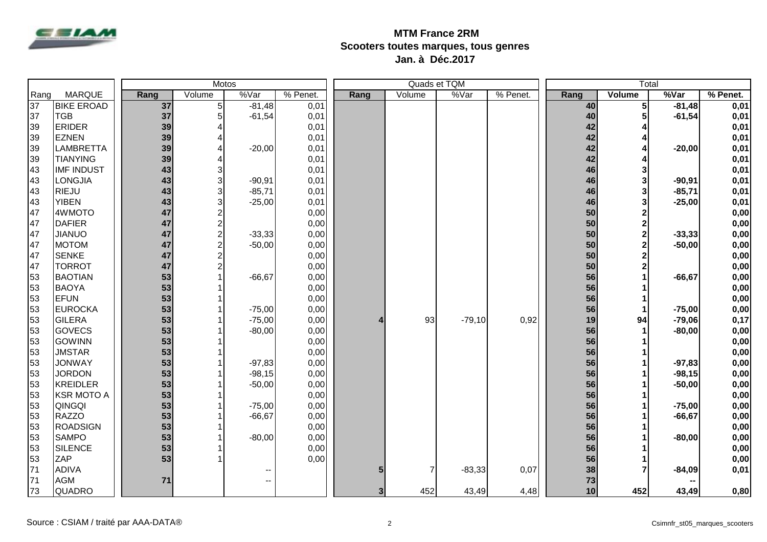**MTM France 2RM**
**Scooters toutes marques, tous genres**
**Jan. à Déc.2017**

| | | Motos | | | | Quads et TQM | | | | Total | | | |
|---|---|---|---|---|---|---|---|---|---|---|---|---|---|
| Rang | MARQUE | Rang | Volume | %Var | % Penet. | Rang | Volume | %Var | % Penet. | Rang | Volume | %Var | % Penet. |
| 37 | BIKE EROAD | 37 | 5 | -81,48 | 0,01 | | | | | 40 | 5 | -81,48 | 0,01 |
| 37 | TGB | 37 | 5 | -61,54 | 0,01 | | | | | 40 | 5 | -61,54 | 0,01 |
| 39 | ERIDER | 39 | 4 | | 0,01 | | | | | 42 | 4 | | 0,01 |
| 39 | EZNEN | 39 | 4 | | 0,01 | | | | | 42 | 4 | | 0,01 |
| 39 | LAMBRETTA | 39 | 4 | -20,00 | 0,01 | | | | | 42 | 4 | -20,00 | 0,01 |
| 39 | TIANYING | 39 | 4 | | 0,01 | | | | | 42 | 4 | | 0,01 |
| 43 | IMF INDUST | 43 | 3 | | 0,01 | | | | | 46 | 3 | | 0,01 |
| 43 | LONGJIA | 43 | 3 | -90,91 | 0,01 | | | | | 46 | 3 | -90,91 | 0,01 |
| 43 | RIEJU | 43 | 3 | -85,71 | 0,01 | | | | | 46 | 3 | -85,71 | 0,01 |
| 43 | YIBEN | 43 | 3 | -25,00 | 0,01 | | | | | 46 | 3 | -25,00 | 0,01 |
| 47 | 4WMOTO | 47 | 2 | | 0,00 | | | | | 50 | 2 | | 0,00 |
| 47 | DAFIER | 47 | 2 | | 0,00 | | | | | 50 | 2 | | 0,00 |
| 47 | JIANUO | 47 | 2 | -33,33 | 0,00 | | | | | 50 | 2 | -33,33 | 0,00 |
| 47 | MOTOM | 47 | 2 | -50,00 | 0,00 | | | | | 50 | 2 | -50,00 | 0,00 |
| 47 | SENKE | 47 | 2 | | 0,00 | | | | | 50 | 2 | | 0,00 |
| 47 | TORROT | 47 | 2 | | 0,00 | | | | | 50 | 2 | | 0,00 |
| 53 | BAOTIAN | 53 | 1 | -66,67 | 0,00 | | | | | 56 | 1 | -66,67 | 0,00 |
| 53 | BAOYA | 53 | 1 | | 0,00 | | | | | 56 | 1 | | 0,00 |
| 53 | EFUN | 53 | 1 | | 0,00 | | | | | 56 | 1 | | 0,00 |
| 53 | EUROCKA | 53 | 1 | -75,00 | 0,00 | | | | | 56 | 1 | -75,00 | 0,00 |
| 53 | GILERA | 53 | 1 | -75,00 | 0,00 | 4 | 93 | -79,10 | 0,92 | 19 | 94 | -79,06 | 0,17 |
| 53 | GOVECS | 53 | 1 | -80,00 | 0,00 | | | | | 56 | 1 | -80,00 | 0,00 |
| 53 | GOWINN | 53 | 1 | | 0,00 | | | | | 56 | 1 | | 0,00 |
| 53 | JMSTAR | 53 | 1 | | 0,00 | | | | | 56 | 1 | | 0,00 |
| 53 | JONWAY | 53 | 1 | -97,83 | 0,00 | | | | | 56 | 1 | -97,83 | 0,00 |
| 53 | JORDON | 53 | 1 | -98,15 | 0,00 | | | | | 56 | 1 | -98,15 | 0,00 |
| 53 | KREIDLER | 53 | 1 | -50,00 | 0,00 | | | | | 56 | 1 | -50,00 | 0,00 |
| 53 | KSR MOTO A | 53 | 1 | | 0,00 | | | | | 56 | 1 | | 0,00 |
| 53 | QINGQI | 53 | 1 | -75,00 | 0,00 | | | | | 56 | 1 | -75,00 | 0,00 |
| 53 | RAZZO | 53 | 1 | -66,67 | 0,00 | | | | | 56 | 1 | -66,67 | 0,00 |
| 53 | ROADSIGN | 53 | 1 | | 0,00 | | | | | 56 | 1 | | 0,00 |
| 53 | SAMPO | 53 | 1 | -80,00 | 0,00 | | | | | 56 | 1 | -80,00 | 0,00 |
| 53 | SILENCE | 53 | 1 | | 0,00 | | | | | 56 | 1 | | 0,00 |
| 53 | ZAP | 53 | 1 | | 0,00 | | | | | 56 | 1 | | 0,00 |
| 71 | ADIVA | | | -- | | 5 | 7 | -83,33 | 0,07 | 38 | 7 | -84,09 | 0,01 |
| 71 | AGM | 71 | | -- | | | | | | 73 | | -- | |
| 73 | QUADRO | | | | | 3 | 452 | 43,49 | 4,48 | 10 | 452 | 43,49 | 0,80 |

Source : CSIAM / traité par AAA-DATA®

Csimnfr_st05_marques_scooters